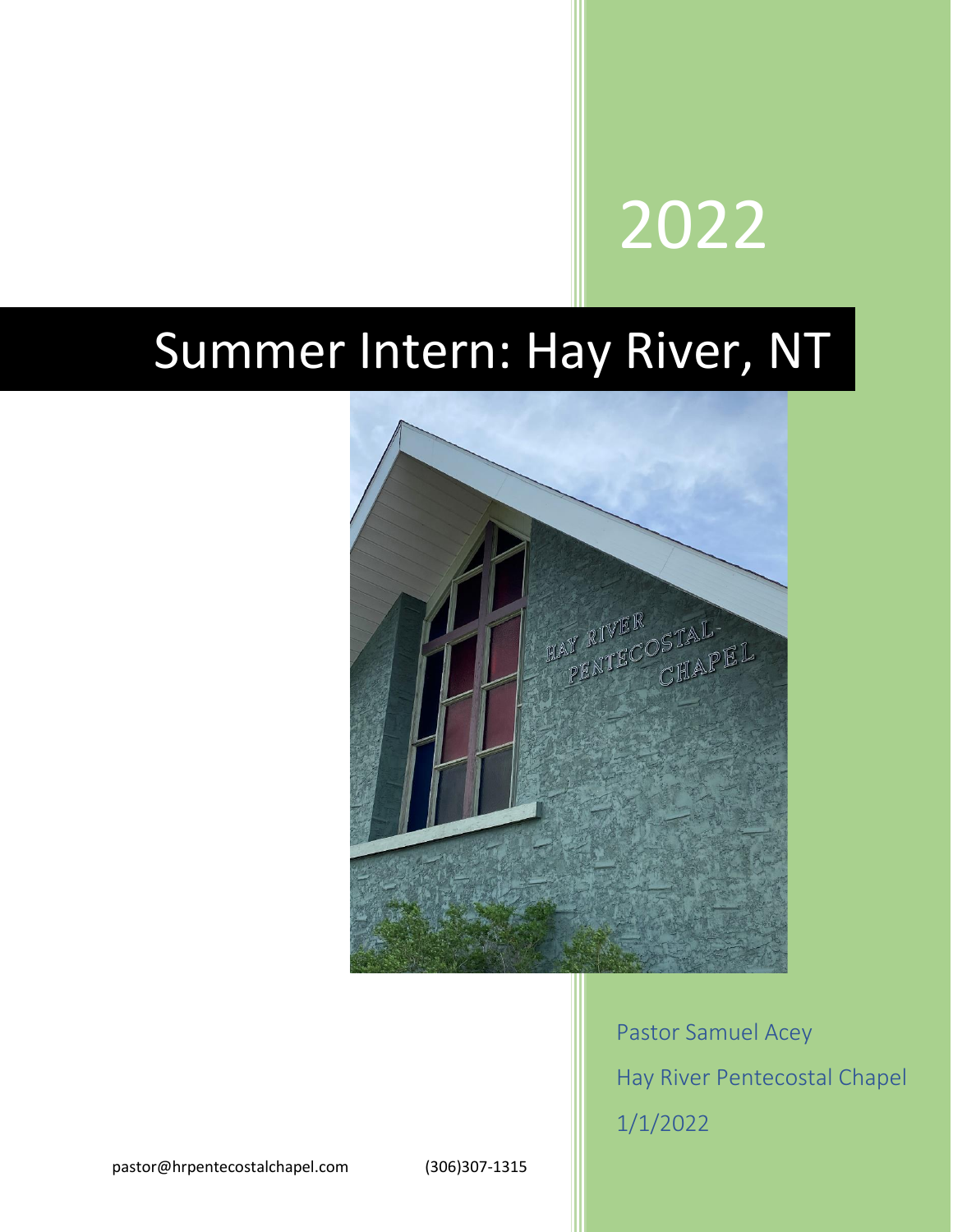2022

# Summer Intern: Hay River, NT

Pastor Samuel Acey

Hay River Pentecostal Chapel

1/1/2022

pastor@hrpentecostalchapel.com (306)307-1315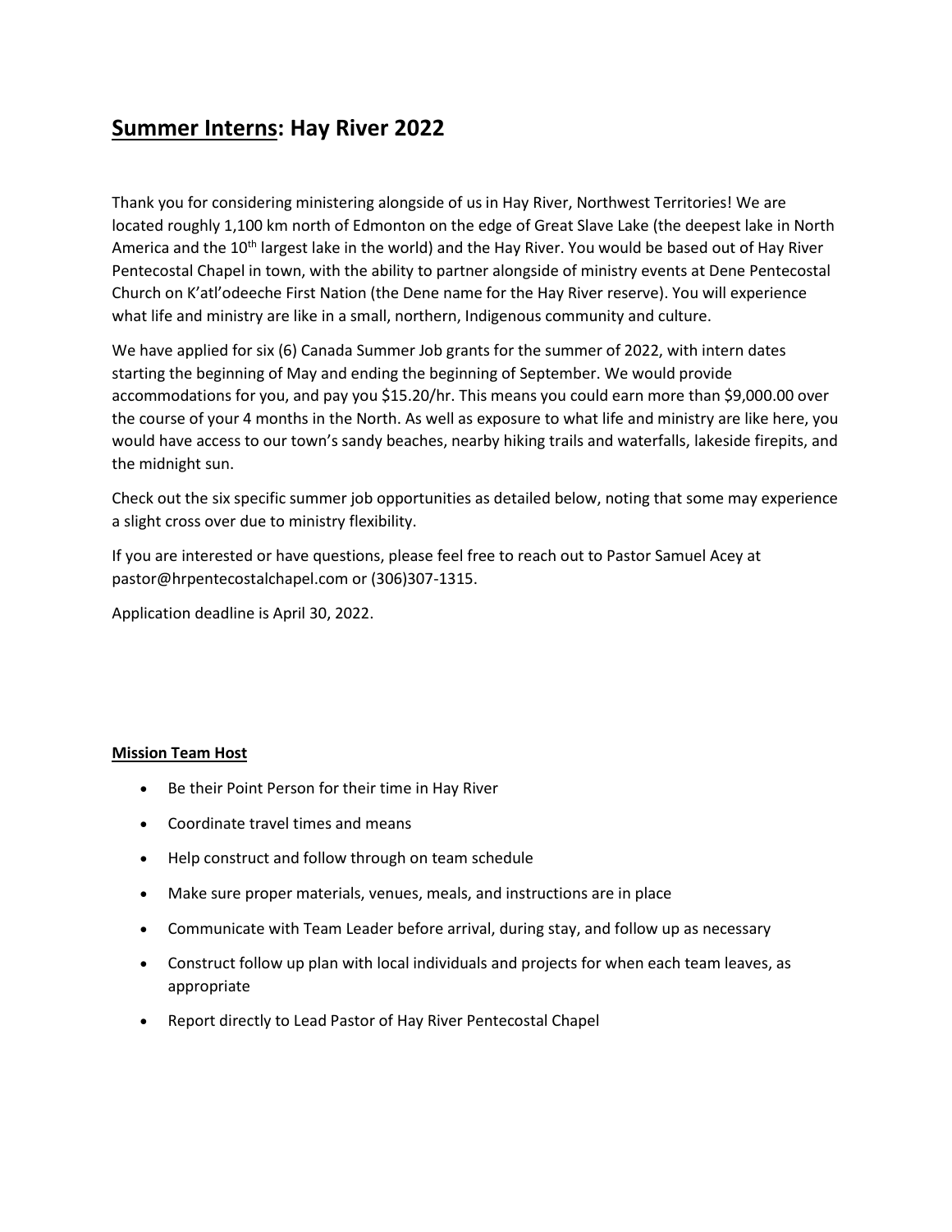# **Summer Interns**: Hay River 2022

Thank you for considering ministering alongside of us in Hay River, Northwest Territories! We are located roughly 1,100 km north of Edmonton on the edge of Great Slave Lake (the deepest lake in North America and the 10th largest lake in the world) and the Hay River. You would be based out of Hay River Pentecostal Chapel in town, with the ability to partner alongside of ministry events at Dene Pentecostal Church on K'atl'odeeche First Nation (the Dene name for the Hay River reserve). You will experience what life and ministry are like in a small, northern, Indigenous community and culture.

We have applied for six (6) Canada Summer Job grants for the summer of 2022, with intern dates starting the beginning of May and ending the beginning of September. We would provide accommodations for you, and pay you $15.20/hr. This means you could earn more than $9,000.00 over the course of your 4 months in the North. As well as exposure to what life and ministry are like here, you would have access to our town's sandy beaches, nearby hiking trails and waterfalls, lakeside firepits, and the midnight sun.

Check out the six specific summer job opportunities as detailed below, noting that some may experience a slight cross over due to ministry flexibility.

If you are interested or have questions, please feel free to reach out to Pastor Samuel Acey at pastor@hrpentecostalchapel.com or (306)307-1315.

Application deadline is April 30, 2022.

**Mission Team Host**

- Be their Point Person for their time in Hay River
- Coordinate travel times and means
- Help construct and follow through on team schedule
- Make sure proper materials, venues, meals, and instructions are in place
- Communicate with Team Leader before arrival, during stay, and follow up as necessary
- Construct follow up plan with local individuals and projects for when each team leaves, as appropriate
- Report directly to Lead Pastor of Hay River Pentecostal Chapel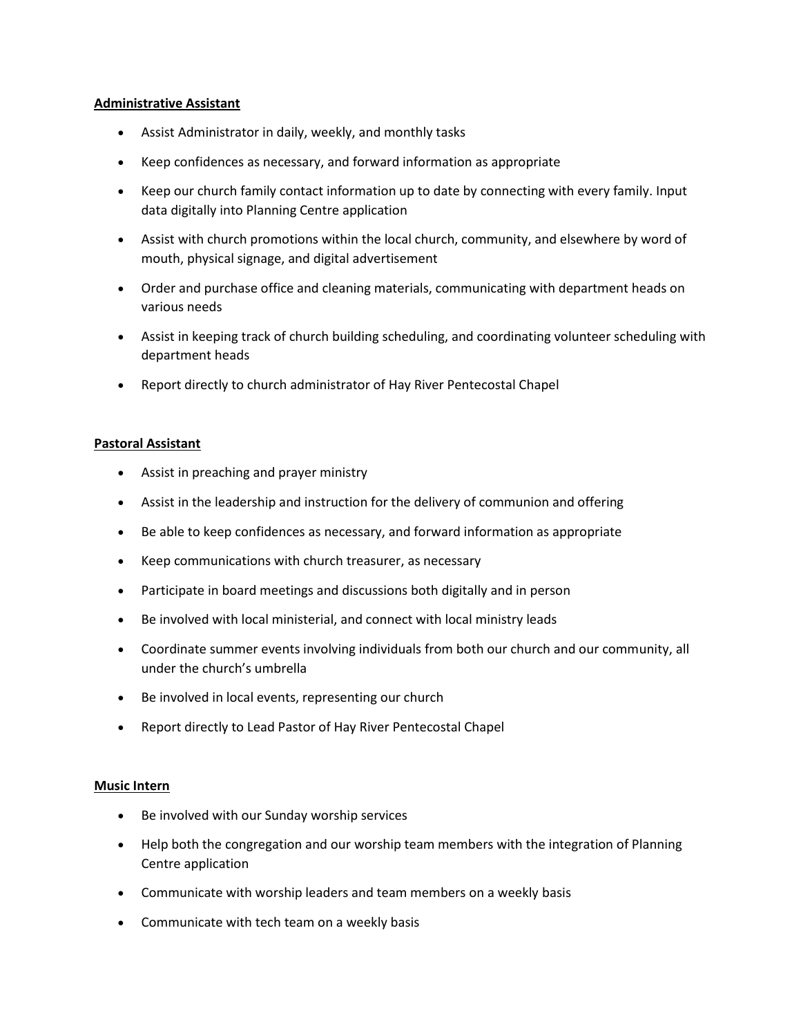**Administrative Assistant**

- Assist Administrator in daily, weekly, and monthly tasks
- Keep confidences as necessary, and forward information as appropriate
- Keep our church family contact information up to date by connecting with every family. Input data digitally into Planning Centre application
- Assist with church promotions within the local church, community, and elsewhere by word of mouth, physical signage, and digital advertisement
- Order and purchase office and cleaning materials, communicating with department heads on various needs
- Assist in keeping track of church building scheduling, and coordinating volunteer scheduling with department heads
- Report directly to church administrator of Hay River Pentecostal Chapel

**Pastoral Assistant**

- Assist in preaching and prayer ministry
- Assist in the leadership and instruction for the delivery of communion and offering
- Be able to keep confidences as necessary, and forward information as appropriate
- Keep communications with church treasurer, as necessary
- Participate in board meetings and discussions both digitally and in person
- Be involved with local ministerial, and connect with local ministry leads
- Coordinate summer events involving individuals from both our church and our community, all under the church's umbrella
- Be involved in local events, representing our church
- Report directly to Lead Pastor of Hay River Pentecostal Chapel

**Music Intern**

- Be involved with our Sunday worship services
- Help both the congregation and our worship team members with the integration of Planning Centre application
- Communicate with worship leaders and team members on a weekly basis
- Communicate with tech team on a weekly basis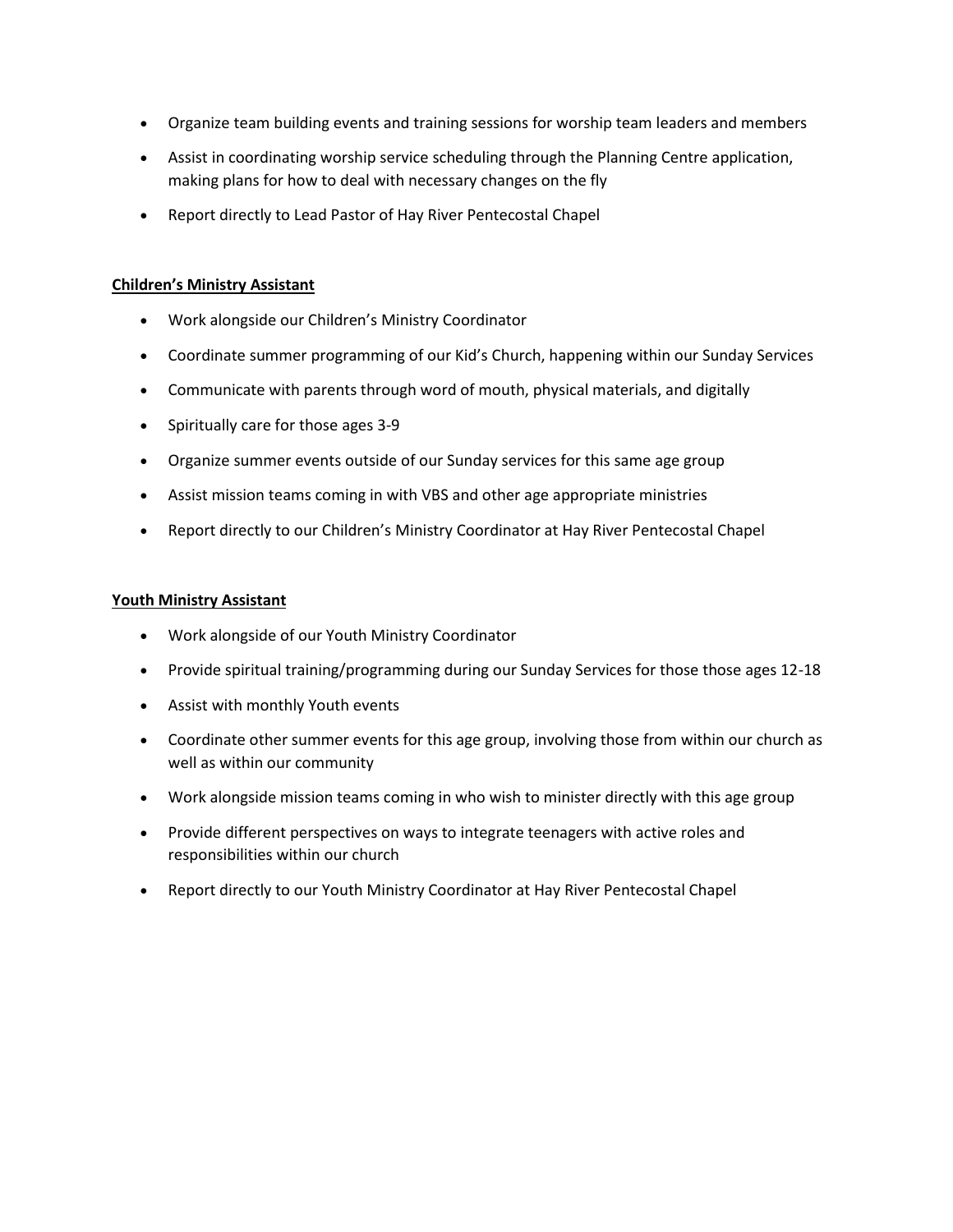- Organize team building events and training sessions for worship team leaders and members
- Assist in coordinating worship service scheduling through the Planning Centre application, making plans for how to deal with necessary changes on the fly
- Report directly to Lead Pastor of Hay River Pentecostal Chapel

**Children's Ministry Assistant**

- Work alongside our Children's Ministry Coordinator
- Coordinate summer programming of our Kid's Church, happening within our Sunday Services
- Communicate with parents through word of mouth, physical materials, and digitally
- Spiritually care for those ages 3-9
- Organize summer events outside of our Sunday services for this same age group
- Assist mission teams coming in with VBS and other age appropriate ministries
- Report directly to our Children's Ministry Coordinator at Hay River Pentecostal Chapel

**Youth Ministry Assistant**

- Work alongside of our Youth Ministry Coordinator
- Provide spiritual training/programming during our Sunday Services for those those ages 12-18
- Assist with monthly Youth events
- Coordinate other summer events for this age group, involving those from within our church as well as within our community
- Work alongside mission teams coming in who wish to minister directly with this age group
- Provide different perspectives on ways to integrate teenagers with active roles and responsibilities within our church
- Report directly to our Youth Ministry Coordinator at Hay River Pentecostal Chapel